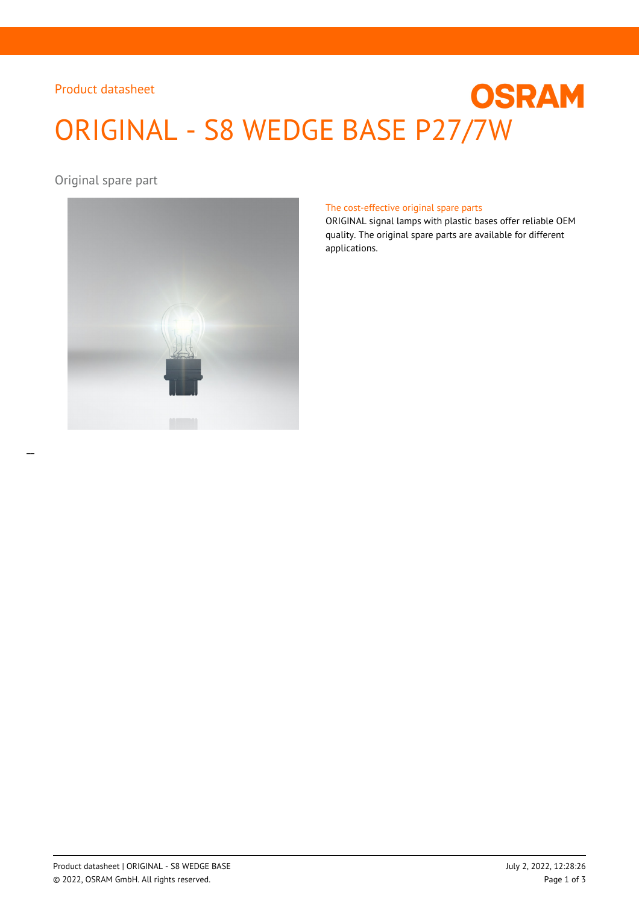Product datasheet

# ORIGINAL - S8 WEDGE BASE P27/7W

Original spare part

## The cost-effective original spare parts

ORIGINAL signal lamps with plastic bases offer reliable OEM quality. The original spare parts are available for different applications.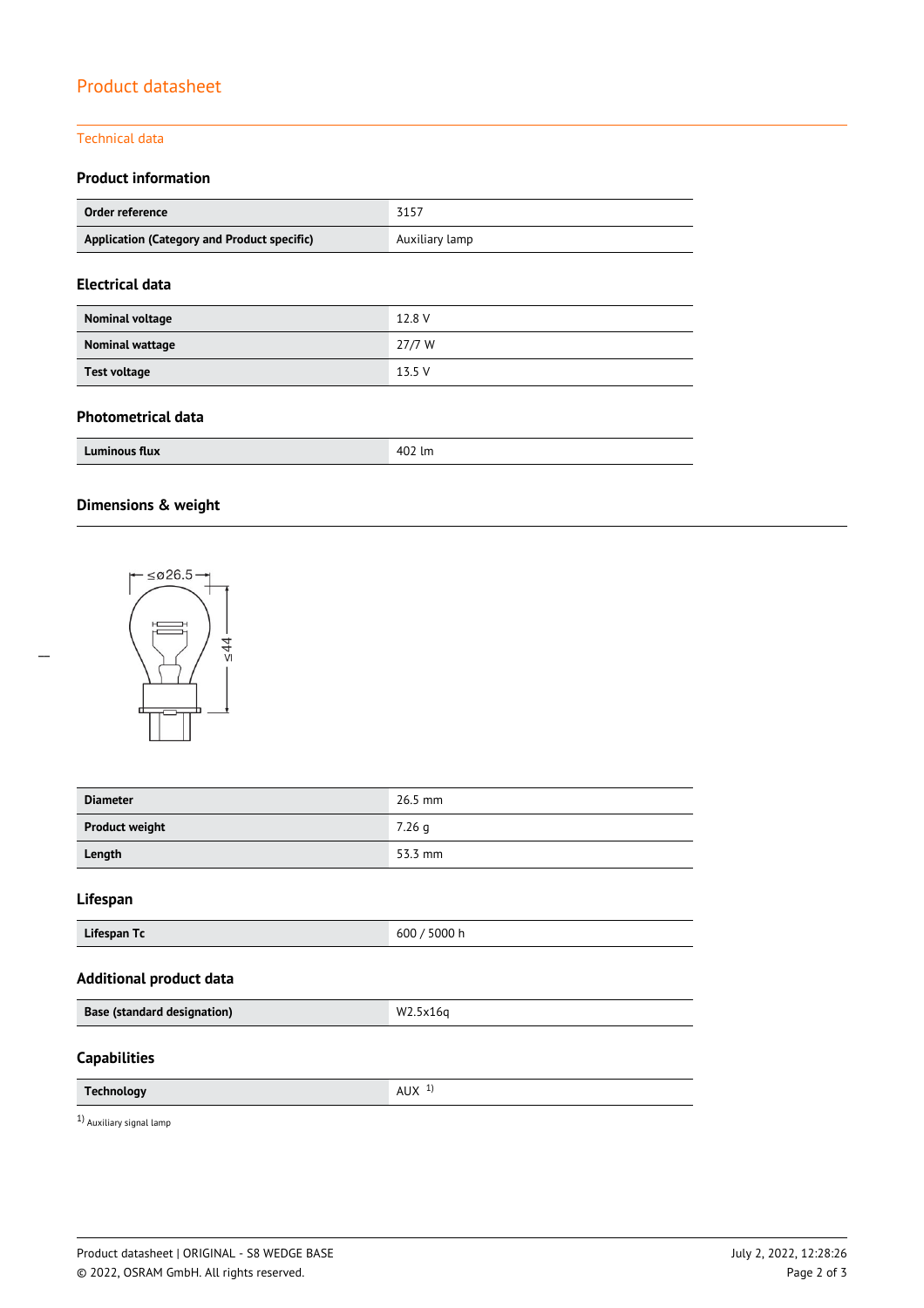# Product datasheet

## Technical data

### Product information

| | |
|---|---|
| **Order reference** | 3157 |
| **Application (Category and Product specific)** | Auxiliary lamp |

### Electrical data

| | |
|---|---|
| **Nominal voltage** | 12.8 V |
| **Nominal wattage** | 27/7 W |
| **Test voltage** | 13.5 V |

### Photometrical data

| | |
|---|---|
| **Luminous flux** | 402 lm |

### Dimensions & weight

| | |
|---|---|
| **Diameter** | 26.5 mm |
| **Product weight** | 7.26 g |
| **Length** | 53.3 mm |

### Lifespan

| | |
|---|---|
| **Lifespan Tc** | 600 / 5000 h |

### Additional product data

| | |
|---|---|
| **Base (standard designation)** | W2.5x16q |

### Capabilities

| | |
|---|---|
| **Technology** | AUX [1] |

[1] Auxiliary signal lamp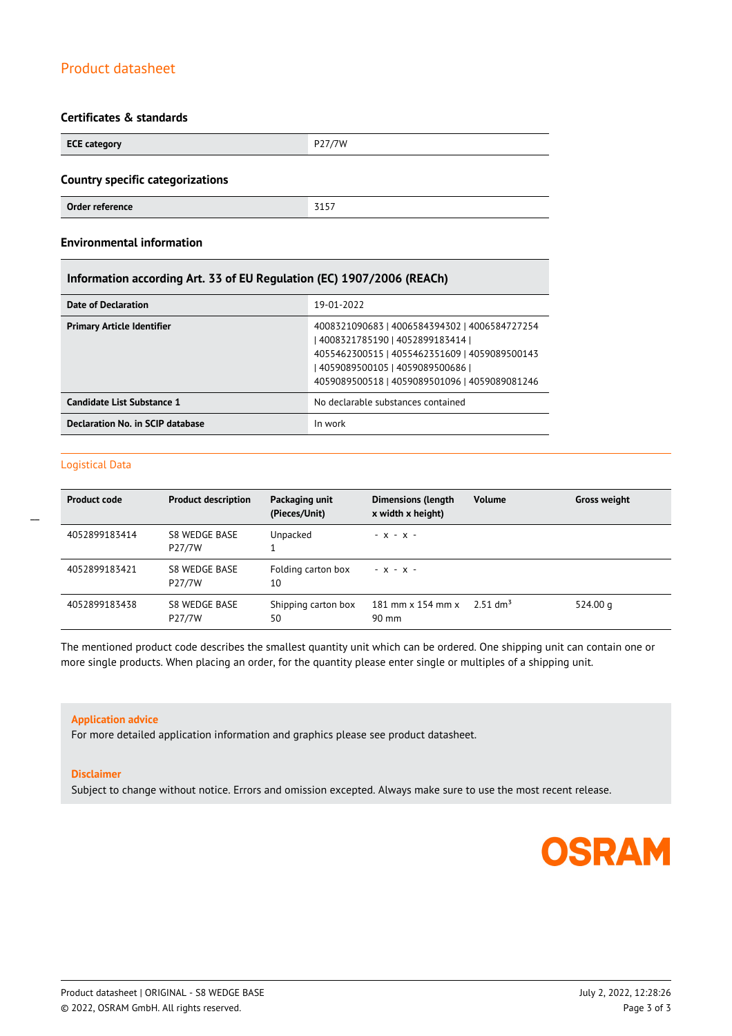## Product datasheet

### Certificates & standards

| | |
|---|---|
| **ECE category** | P27/7W |

### Country specific categorizations

| | |
|---|---|
| **Order reference** | 3157 |

### Environmental information

| **Information according Art. 33 of EU Regulation (EC) 1907/2006 (REACh)** | |
|---|---|
| **Date of Declaration** | 19-01-2022 |
| **Primary Article Identifier** | 4008321090683 \| 4006584394302 \| 4006584727254 \| 4008321785190 \| 4052899183414 \| 4055462300515 \| 4055462351609 \| 4059089500143 \| 4059089500105 \| 4059089500686 \| 4059089500518 \| 4059089501096 \| 4059089081246 |
| **Candidate List Substance 1** | No declarable substances contained |
| **Declaration No. in SCIP database** | In work |

## Logistical Data

| Product code | Product description | Packaging unit (Pieces/Unit) | Dimensions (length x width x height) | Volume | Gross weight |
|---|---|---|---|---|---|
| 4052899183414 | S8 WEDGE BASE P27/7W | Unpacked 1 | - x - x - | | |
| 4052899183421 | S8 WEDGE BASE P27/7W | Folding carton box 10 | - x - x - | | |
| 4052899183438 | S8 WEDGE BASE P27/7W | Shipping carton box 50 | 181 mm x 154 mm x 90 mm | 2.51 $dm^3$ | 524.00 g |

The mentioned product code describes the smallest quantity unit which can be ordered. One shipping unit can contain one or more single products. When placing an order, for the quantity please enter single or multiples of a shipping unit.

**Application advice**

For more detailed application information and graphics please see product datasheet.

**Disclaimer**

Subject to change without notice. Errors and omission excepted. Always make sure to use the most recent release.

OSRAM